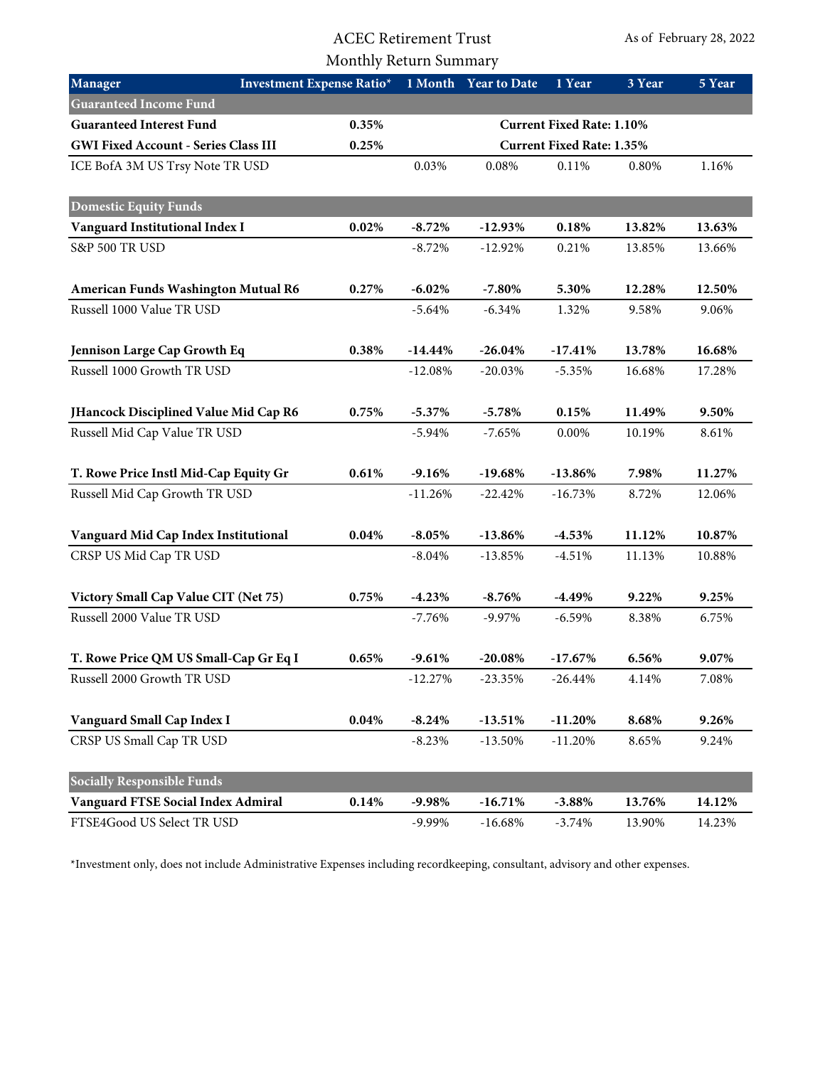# ACEC Retirement Trust

## Monthly Return Summary

As of February 28, 2022

| Manager | Investment Expense Ratio* | 1 Month | Year to Date | 1 Year | 3 Year | 5 Year |
|---|---|---|---|---|---|---|
| **Guaranteed Income Fund** | | | | | | |
| **Guaranteed Interest Fund** | **0.35%** | | | **Current Fixed Rate: 1.10%** | | |
| **GWI Fixed Account - Series Class III** | **0.25%** | | | **Current Fixed Rate: 1.35%** | | |
| ICE BofA 3M US Trsy Note TR USD | | 0.03% | 0.08% | 0.11% | 0.80% | 1.16% |
| **Domestic Equity Funds** | | | | | | |
| **Vanguard Institutional Index I** | **0.02%** | **-8.72%** | **-12.93%** | **0.18%** | **13.82%** | **13.63%** |
| S&P 500 TR USD | | -8.72% | -12.92% | 0.21% | 13.85% | 13.66% |
| **American Funds Washington Mutual R6** | **0.27%** | **-6.02%** | **-7.80%** | **5.30%** | **12.28%** | **12.50%** |
| Russell 1000 Value TR USD | | -5.64% | -6.34% | 1.32% | 9.58% | 9.06% |
| **Jennison Large Cap Growth Eq** | **0.38%** | **-14.44%** | **-26.04%** | **-17.41%** | **13.78%** | **16.68%** |
| Russell 1000 Growth TR USD | | -12.08% | -20.03% | -5.35% | 16.68% | 17.28% |
| **JHancock Disciplined Value Mid Cap R6** | **0.75%** | **-5.37%** | **-5.78%** | **0.15%** | **11.49%** | **9.50%** |
| Russell Mid Cap Value TR USD | | -5.94% | -7.65% | 0.00% | 10.19% | 8.61% |
| **T. Rowe Price Instl Mid-Cap Equity Gr** | **0.61%** | **-9.16%** | **-19.68%** | **-13.86%** | **7.98%** | **11.27%** |
| Russell Mid Cap Growth TR USD | | -11.26% | -22.42% | -16.73% | 8.72% | 12.06% |
| **Vanguard Mid Cap Index Institutional** | **0.04%** | **-8.05%** | **-13.86%** | **-4.53%** | **11.12%** | **10.87%** |
| CRSP US Mid Cap TR USD | | -8.04% | -13.85% | -4.51% | 11.13% | 10.88% |
| **Victory Small Cap Value CIT (Net 75)** | **0.75%** | **-4.23%** | **-8.76%** | **-4.49%** | **9.22%** | **9.25%** |
| Russell 2000 Value TR USD | | -7.76% | -9.97% | -6.59% | 8.38% | 6.75% |
| **T. Rowe Price QM US Small-Cap Gr Eq I** | **0.65%** | **-9.61%** | **-20.08%** | **-17.67%** | **6.56%** | **9.07%** |
| Russell 2000 Growth TR USD | | -12.27% | -23.35% | -26.44% | 4.14% | 7.08% |
| **Vanguard Small Cap Index I** | **0.04%** | **-8.24%** | **-13.51%** | **-11.20%** | **8.68%** | **9.26%** |
| CRSP US Small Cap TR USD | | -8.23% | -13.50% | -11.20% | 8.65% | 9.24% |
| **Socially Responsible Funds** | | | | | | |
| **Vanguard FTSE Social Index Admiral** | **0.14%** | **-9.98%** | **-16.71%** | **-3.88%** | **13.76%** | **14.12%** |
| FTSE4Good US Select TR USD | | -9.99% | -16.68% | -3.74% | 13.90% | 14.23% |

*Investment only, does not include Administrative Expenses including recordkeeping, consultant, advisory and other expenses.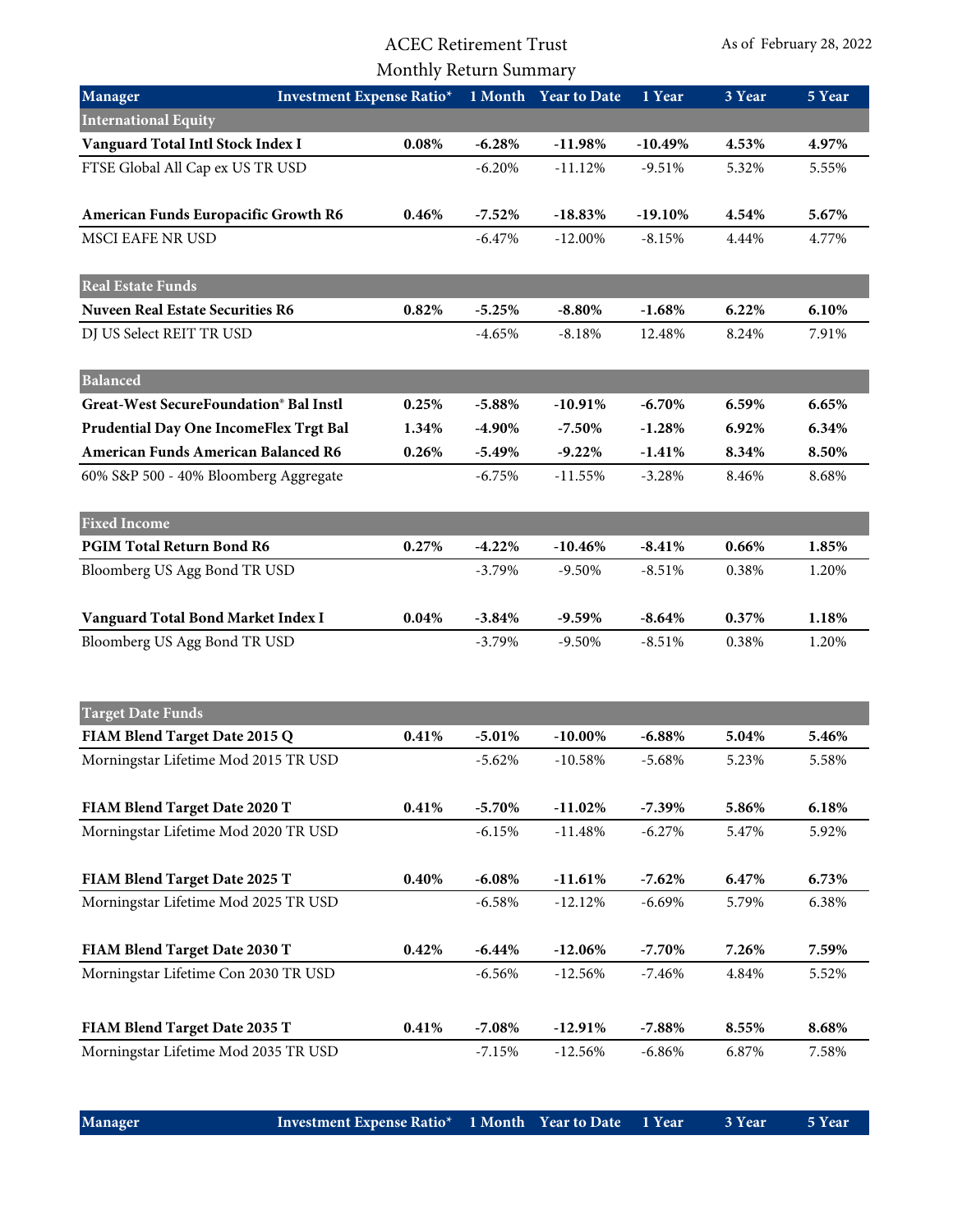ACEC Retirement Trust

Monthly Return Summary

As of February 28, 2022

| Manager | Investment Expense Ratio* | 1 Month | Year to Date | 1 Year | 3 Year | 5 Year |
|---|---|---|---|---|---|---|
| **International Equity** | | | | | | |
| **Vanguard Total Intl Stock Index I** | **0.08%** | **-6.28%** | **-11.98%** | **-10.49%** | **4.53%** | **4.97%** |
| FTSE Global All Cap ex US TR USD | | -6.20% | -11.12% | -9.51% | 5.32% | 5.55% |
| **American Funds Europacific Growth R6** | **0.46%** | **-7.52%** | **-18.83%** | **-19.10%** | **4.54%** | **5.67%** |
| MSCI EAFE NR USD | | -6.47% | -12.00% | -8.15% | 4.44% | 4.77% |
| **Real Estate Funds** | | | | | | |
| **Nuveen Real Estate Securities R6** | **0.82%** | **-5.25%** | **-8.80%** | **-1.68%** | **6.22%** | **6.10%** |
| DJ US Select REIT TR USD | | -4.65% | -8.18% | 12.48% | 8.24% | 7.91% |
| **Balanced** | | | | | | |
| **Great-West SecureFoundation® Bal Instl** | **0.25%** | **-5.88%** | **-10.91%** | **-6.70%** | **6.59%** | **6.65%** |
| **Prudential Day One IncomeFlex Trgt Bal** | **1.34%** | **-4.90%** | **-7.50%** | **-1.28%** | **6.92%** | **6.34%** |
| **American Funds American Balanced R6** | **0.26%** | **-5.49%** | **-9.22%** | **-1.41%** | **8.34%** | **8.50%** |
| 60% S&P 500 - 40% Bloomberg Aggregate | | -6.75% | -11.55% | -3.28% | 8.46% | 8.68% |
| **Fixed Income** | | | | | | |
| **PGIM Total Return Bond R6** | **0.27%** | **-4.22%** | **-10.46%** | **-8.41%** | **0.66%** | **1.85%** |
| Bloomberg US Agg Bond TR USD | | -3.79% | -9.50% | -8.51% | 0.38% | 1.20% |
| **Vanguard Total Bond Market Index I** | **0.04%** | **-3.84%** | **-9.59%** | **-8.64%** | **0.37%** | **1.18%** |
| Bloomberg US Agg Bond TR USD | | -3.79% | -9.50% | -8.51% | 0.38% | 1.20% |
| **Target Date Funds** | | | | | | |
| **FIAM Blend Target Date 2015 Q** | **0.41%** | **-5.01%** | **-10.00%** | **-6.88%** | **5.04%** | **5.46%** |
| Morningstar Lifetime Mod 2015 TR USD | | -5.62% | -10.58% | -5.68% | 5.23% | 5.58% |
| **FIAM Blend Target Date 2020 T** | **0.41%** | **-5.70%** | **-11.02%** | **-7.39%** | **5.86%** | **6.18%** |
| Morningstar Lifetime Mod 2020 TR USD | | -6.15% | -11.48% | -6.27% | 5.47% | 5.92% |
| **FIAM Blend Target Date 2025 T** | **0.40%** | **-6.08%** | **-11.61%** | **-7.62%** | **6.47%** | **6.73%** |
| Morningstar Lifetime Mod 2025 TR USD | | -6.58% | -12.12% | -6.69% | 5.79% | 6.38% |
| **FIAM Blend Target Date 2030 T** | **0.42%** | **-6.44%** | **-12.06%** | **-7.70%** | **7.26%** | **7.59%** |
| Morningstar Lifetime Con 2030 TR USD | | -6.56% | -12.56% | -7.46% | 4.84% | 5.52% |
| **FIAM Blend Target Date 2035 T** | **0.41%** | **-7.08%** | **-12.91%** | **-7.88%** | **8.55%** | **8.68%** |
| Morningstar Lifetime Mod 2035 TR USD | | -7.15% | -12.56% | -6.86% | 6.87% | 7.58% |

| Manager | Investment Expense Ratio* | 1 Month | Year to Date | 1 Year | 3 Year | 5 Year |
|---|---|---|---|---|---|---|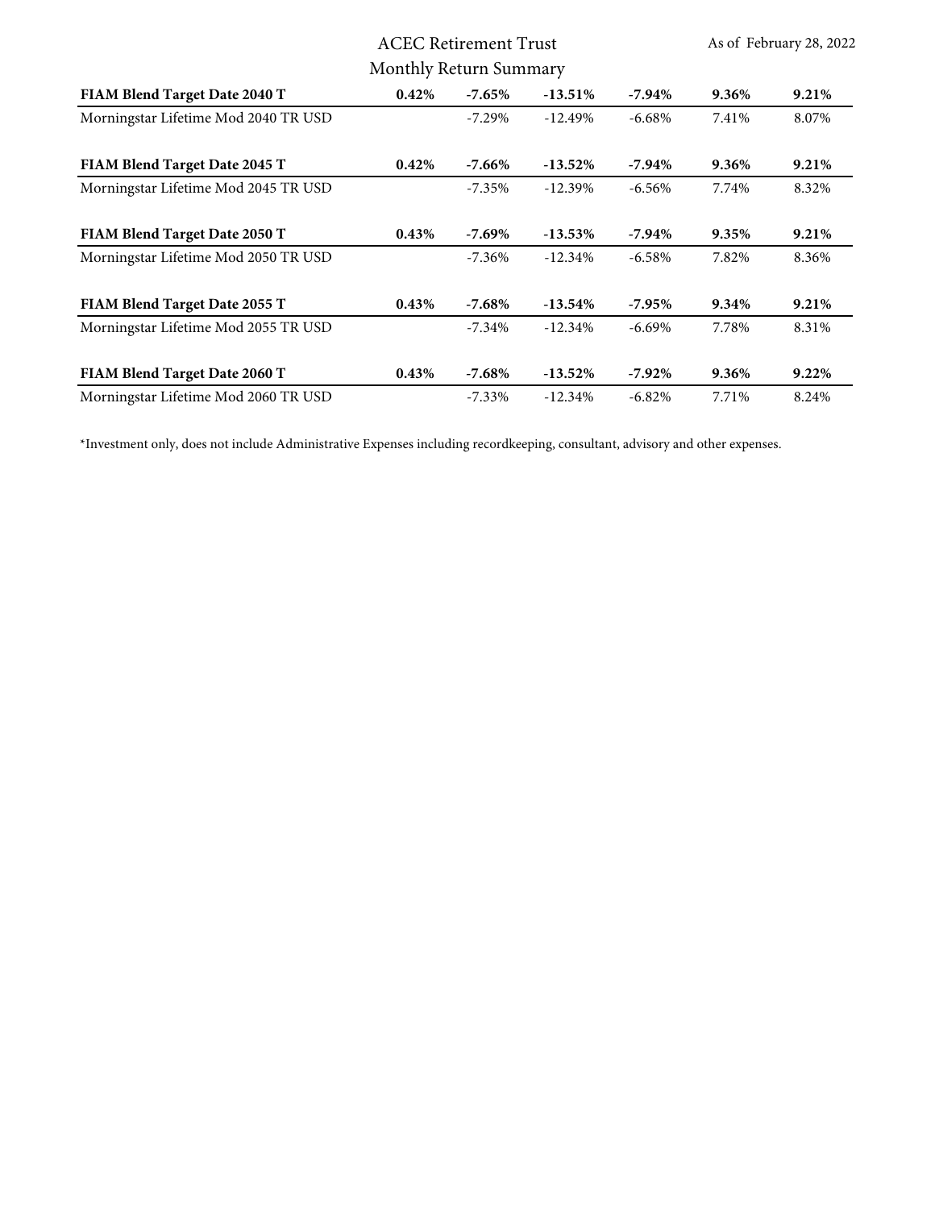ACEC Retirement Trust

Monthly Return Summary

As of February 28, 2022

| | | | | | | |
|---|---|---|---|---|---|---|
| **FIAM Blend Target Date 2040 T** | **0.42%** | **-7.65%** | **-13.51%** | **-7.94%** | **9.36%** | **9.21%** |
| Morningstar Lifetime Mod 2040 TR USD | | -7.29% | -12.49% | -6.68% | 7.41% | 8.07% |
| **FIAM Blend Target Date 2045 T** | **0.42%** | **-7.66%** | **-13.52%** | **-7.94%** | **9.36%** | **9.21%** |
| Morningstar Lifetime Mod 2045 TR USD | | -7.35% | -12.39% | -6.56% | 7.74% | 8.32% |
| **FIAM Blend Target Date 2050 T** | **0.43%** | **-7.69%** | **-13.53%** | **-7.94%** | **9.35%** | **9.21%** |
| Morningstar Lifetime Mod 2050 TR USD | | -7.36% | -12.34% | -6.58% | 7.82% | 8.36% |
| **FIAM Blend Target Date 2055 T** | **0.43%** | **-7.68%** | **-13.54%** | **-7.95%** | **9.34%** | **9.21%** |
| Morningstar Lifetime Mod 2055 TR USD | | -7.34% | -12.34% | -6.69% | 7.78% | 8.31% |
| **FIAM Blend Target Date 2060 T** | **0.43%** | **-7.68%** | **-13.52%** | **-7.92%** | **9.36%** | **9.22%** |
| Morningstar Lifetime Mod 2060 TR USD | | -7.33% | -12.34% | -6.82% | 7.71% | 8.24% |

*Investment only, does not include Administrative Expenses including recordkeeping, consultant, advisory and other expenses.